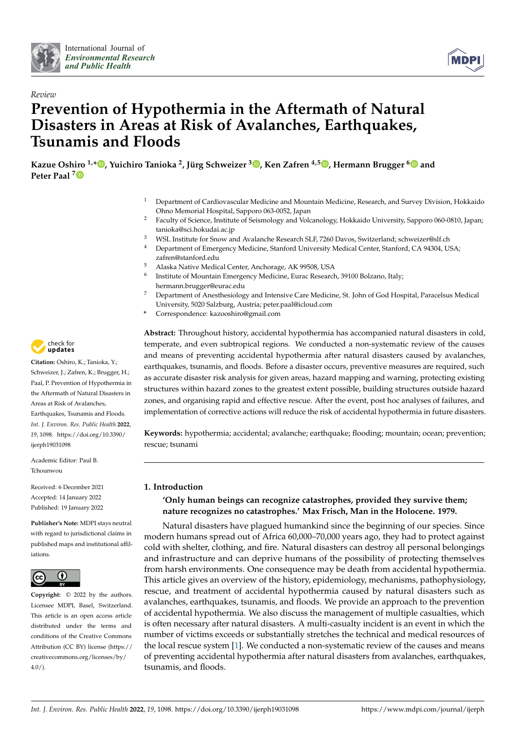*Review*

# Prevention of Hypothermia in the Aftermath of Natural Disasters in Areas at Risk of Avalanches, Earthquakes, Tsunamis and Floods

**Kazue Oshiro [1,*], Yuichiro Tanioka [2], Jürg Schweizer [3], Ken Zafren [4,5], Hermann Brugger [6] and Peter Paal [7]**

[1] Department of Cardiovascular Medicine and Mountain Medicine, Research, and Survey Division, Hokkaido Ohno Memorial Hospital, Sapporo 063-0052, Japan

[2] Faculty of Science, Institute of Seismology and Volcanology, Hokkaido University, Sapporo 060-0810, Japan; tanioka@sci.hokudai.ac.jp

[3] WSL Institute for Snow and Avalanche Research SLF, 7260 Davos, Switzerland; schweizer@slf.ch

[4] Department of Emergency Medicine, Stanford University Medical Center, Stanford, CA 94304, USA; zafren@stanford.edu

[5] Alaska Native Medical Center, Anchorage, AK 99508, USA

[6] Institute of Mountain Emergency Medicine, Eurac Research, 39100 Bolzano, Italy; hermann.brugger@eurac.edu

[7] Department of Anesthesiology and Intensive Care Medicine, St. John of God Hospital, Paracelsus Medical University, 5020 Salzburg, Austria; peter.paal@icloud.com

\* Correspondence: kazooshiro@gmail.com

**Citation:** Oshiro, K.; Tanioka, Y.; Schweizer, J.; Zafren, K.; Brugger, H.; Paal, P. Prevention of Hypothermia in the Aftermath of Natural Disasters in Areas at Risk of Avalanches, Earthquakes, Tsunamis and Floods. *Int. J. Environ. Res. Public Health* **2022**, *19*, 1098. https://doi.org/10.3390/ijerph19031098

Academic Editor: Paul B. Tchounwou

Received: 6 December 2021
Accepted: 14 January 2022
Published: 19 January 2022

**Publisher's Note:** MDPI stays neutral with regard to jurisdictional claims in published maps and institutional affiliations.

**Copyright:** © 2022 by the authors. Licensee MDPI, Basel, Switzerland. This article is an open access article distributed under the terms and conditions of the Creative Commons Attribution (CC BY) license (https://creativecommons.org/licenses/by/4.0/).

**Abstract:** Throughout history, accidental hypothermia has accompanied natural disasters in cold, temperate, and even subtropical regions. We conducted a non-systematic review of the causes and means of preventing accidental hypothermia after natural disasters caused by avalanches, earthquakes, tsunamis, and floods. Before a disaster occurs, preventive measures are required, such as accurate disaster risk analysis for given areas, hazard mapping and warning, protecting existing structures within hazard zones to the greatest extent possible, building structures outside hazard zones, and organising rapid and effective rescue. After the event, post hoc analyses of failures, and implementation of corrective actions will reduce the risk of accidental hypothermia in future disasters.

**Keywords:** hypothermia; accidental; avalanche; earthquake; flooding; mountain; ocean; prevention; rescue; tsunami

## 1. Introduction

**'Only human beings can recognize catastrophes, provided they survive them; nature recognizes no catastrophes.' Max Frisch, Man in the Holocene. 1979.**

Natural disasters have plagued humankind since the beginning of our species. Since modern humans spread out of Africa 60,000–70,000 years ago, they had to protect against cold with shelter, clothing, and fire. Natural disasters can destroy all personal belongings and infrastructure and can deprive humans of the possibility of protecting themselves from harsh environments. One consequence may be death from accidental hypothermia. This article gives an overview of the history, epidemiology, mechanisms, pathophysiology, rescue, and treatment of accidental hypothermia caused by natural disasters such as avalanches, earthquakes, tsunamis, and floods. We provide an approach to the prevention of accidental hypothermia. We also discuss the management of multiple casualties, which is often necessary after natural disasters. A multi-casualty incident is an event in which the number of victims exceeds or substantially stretches the technical and medical resources of the local rescue system [1]. We conducted a non-systematic review of the causes and means of preventing accidental hypothermia after natural disasters from avalanches, earthquakes, tsunamis, and floods.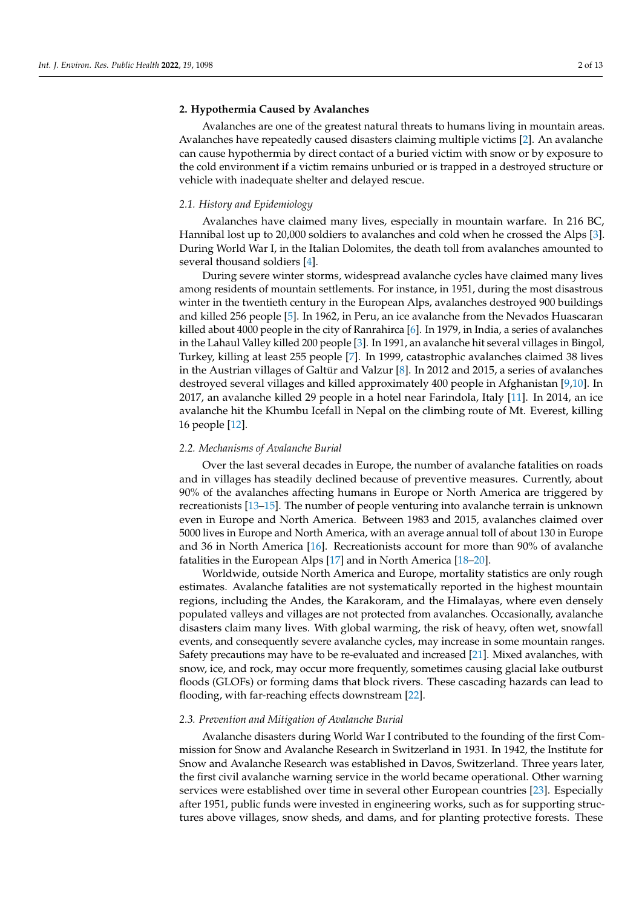## 2. Hypothermia Caused by Avalanches

Avalanches are one of the greatest natural threats to humans living in mountain areas. Avalanches have repeatedly caused disasters claiming multiple victims [2]. An avalanche can cause hypothermia by direct contact of a buried victim with snow or by exposure to the cold environment if a victim remains unburied or is trapped in a destroyed structure or vehicle with inadequate shelter and delayed rescue.

### 2.1. History and Epidemiology

Avalanches have claimed many lives, especially in mountain warfare. In 216 BC, Hannibal lost up to 20,000 soldiers to avalanches and cold when he crossed the Alps [3]. During World War I, in the Italian Dolomites, the death toll from avalanches amounted to several thousand soldiers [4].

During severe winter storms, widespread avalanche cycles have claimed many lives among residents of mountain settlements. For instance, in 1951, during the most disastrous winter in the twentieth century in the European Alps, avalanches destroyed 900 buildings and killed 256 people [5]. In 1962, in Peru, an ice avalanche from the Nevados Huascaran killed about 4000 people in the city of Ranrahirca [6]. In 1979, in India, a series of avalanches in the Lahaul Valley killed 200 people [3]. In 1991, an avalanche hit several villages in Bingol, Turkey, killing at least 255 people [7]. In 1999, catastrophic avalanches claimed 38 lives in the Austrian villages of Galtür and Valzur [8]. In 2012 and 2015, a series of avalanches destroyed several villages and killed approximately 400 people in Afghanistan [9,10]. In 2017, an avalanche killed 29 people in a hotel near Farindola, Italy [11]. In 2014, an ice avalanche hit the Khumbu Icefall in Nepal on the climbing route of Mt. Everest, killing 16 people [12].

### 2.2. Mechanisms of Avalanche Burial

Over the last several decades in Europe, the number of avalanche fatalities on roads and in villages has steadily declined because of preventive measures. Currently, about 90% of the avalanches affecting humans in Europe or North America are triggered by recreationists [13–15]. The number of people venturing into avalanche terrain is unknown even in Europe and North America. Between 1983 and 2015, avalanches claimed over 5000 lives in Europe and North America, with an average annual toll of about 130 in Europe and 36 in North America [16]. Recreationists account for more than 90% of avalanche fatalities in the European Alps [17] and in North America [18–20].

Worldwide, outside North America and Europe, mortality statistics are only rough estimates. Avalanche fatalities are not systematically reported in the highest mountain regions, including the Andes, the Karakoram, and the Himalayas, where even densely populated valleys and villages are not protected from avalanches. Occasionally, avalanche disasters claim many lives. With global warming, the risk of heavy, often wet, snowfall events, and consequently severe avalanche cycles, may increase in some mountain ranges. Safety precautions may have to be re-evaluated and increased [21]. Mixed avalanches, with snow, ice, and rock, may occur more frequently, sometimes causing glacial lake outburst floods (GLOFs) or forming dams that block rivers. These cascading hazards can lead to flooding, with far-reaching effects downstream [22].

### 2.3. Prevention and Mitigation of Avalanche Burial

Avalanche disasters during World War I contributed to the founding of the first Commission for Snow and Avalanche Research in Switzerland in 1931. In 1942, the Institute for Snow and Avalanche Research was established in Davos, Switzerland. Three years later, the first civil avalanche warning service in the world became operational. Other warning services were established over time in several other European countries [23]. Especially after 1951, public funds were invested in engineering works, such as for supporting structures above villages, snow sheds, and dams, and for planting protective forests. These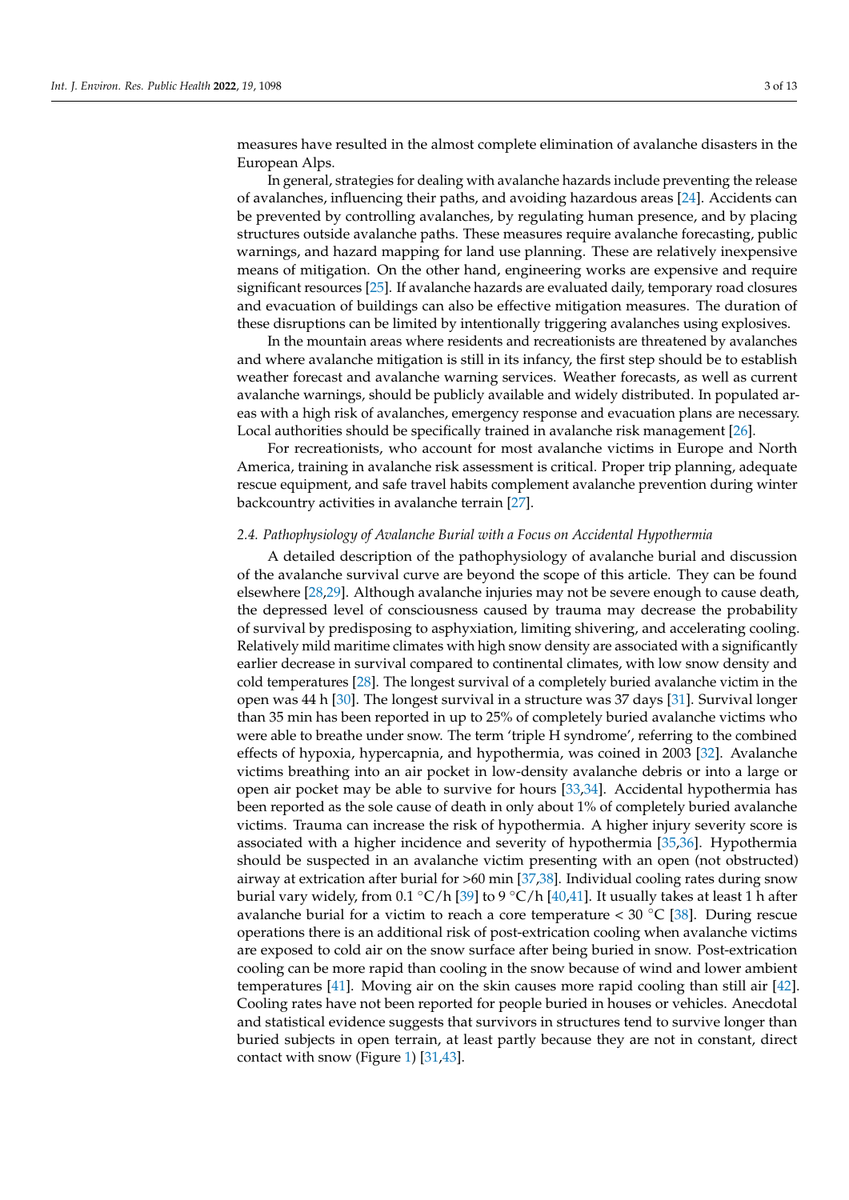measures have resulted in the almost complete elimination of avalanche disasters in the European Alps.

In general, strategies for dealing with avalanche hazards include preventing the release of avalanches, influencing their paths, and avoiding hazardous areas [24]. Accidents can be prevented by controlling avalanches, by regulating human presence, and by placing structures outside avalanche paths. These measures require avalanche forecasting, public warnings, and hazard mapping for land use planning. These are relatively inexpensive means of mitigation. On the other hand, engineering works are expensive and require significant resources [25]. If avalanche hazards are evaluated daily, temporary road closures and evacuation of buildings can also be effective mitigation measures. The duration of these disruptions can be limited by intentionally triggering avalanches using explosives.

In the mountain areas where residents and recreationists are threatened by avalanches and where avalanche mitigation is still in its infancy, the first step should be to establish weather forecast and avalanche warning services. Weather forecasts, as well as current avalanche warnings, should be publicly available and widely distributed. In populated areas with a high risk of avalanches, emergency response and evacuation plans are necessary. Local authorities should be specifically trained in avalanche risk management [26].

For recreationists, who account for most avalanche victims in Europe and North America, training in avalanche risk assessment is critical. Proper trip planning, adequate rescue equipment, and safe travel habits complement avalanche prevention during winter backcountry activities in avalanche terrain [27].

### *2.4. Pathophysiology of Avalanche Burial with a Focus on Accidental Hypothermia*

A detailed description of the pathophysiology of avalanche burial and discussion of the avalanche survival curve are beyond the scope of this article. They can be found elsewhere [28,29]. Although avalanche injuries may not be severe enough to cause death, the depressed level of consciousness caused by trauma may decrease the probability of survival by predisposing to asphyxiation, limiting shivering, and accelerating cooling. Relatively mild maritime climates with high snow density are associated with a significantly earlier decrease in survival compared to continental climates, with low snow density and cold temperatures [28]. The longest survival of a completely buried avalanche victim in the open was 44 h [30]. The longest survival in a structure was 37 days [31]. Survival longer than 35 min has been reported in up to 25% of completely buried avalanche victims who were able to breathe under snow. The term 'triple H syndrome', referring to the combined effects of hypoxia, hypercapnia, and hypothermia, was coined in 2003 [32]. Avalanche victims breathing into an air pocket in low-density avalanche debris or into a large or open air pocket may be able to survive for hours [33,34]. Accidental hypothermia has been reported as the sole cause of death in only about 1% of completely buried avalanche victims. Trauma can increase the risk of hypothermia. A higher injury severity score is associated with a higher incidence and severity of hypothermia [35,36]. Hypothermia should be suspected in an avalanche victim presenting with an open (not obstructed) airway at extrication after burial for >60 min [37,38]. Individual cooling rates during snow burial vary widely, from 0.1 °C/h [39] to 9 °C/h [40,41]. It usually takes at least 1 h after avalanche burial for a victim to reach a core temperature < 30 °C [38]. During rescue operations there is an additional risk of post-extrication cooling when avalanche victims are exposed to cold air on the snow surface after being buried in snow. Post-extrication cooling can be more rapid than cooling in the snow because of wind and lower ambient temperatures [41]. Moving air on the skin causes more rapid cooling than still air [42]. Cooling rates have not been reported for people buried in houses or vehicles. Anecdotal and statistical evidence suggests that survivors in structures tend to survive longer than buried subjects in open terrain, at least partly because they are not in constant, direct contact with snow (Figure 1) [31,43].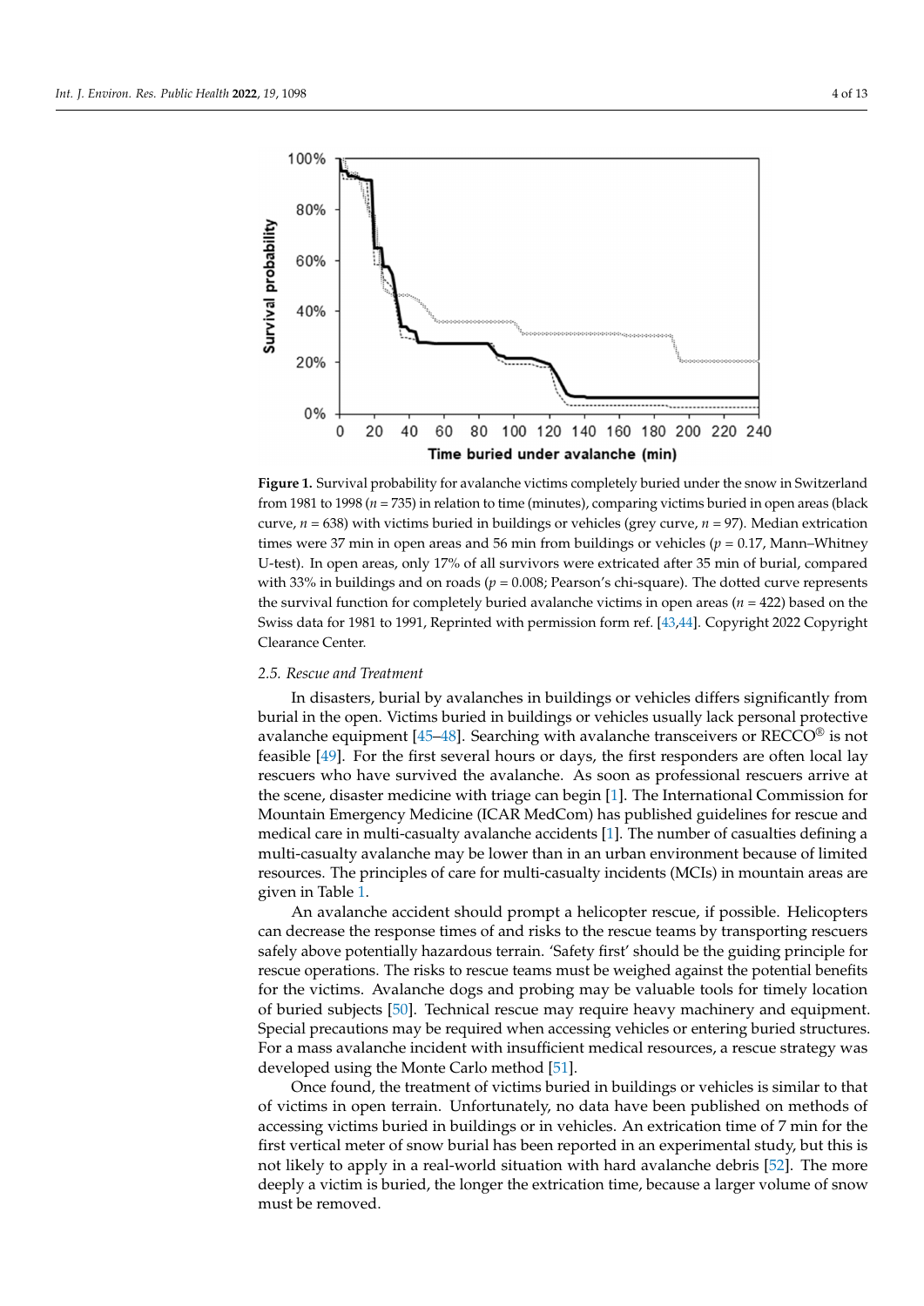**Figure 1.** Survival probability for avalanche victims completely buried under the snow in Switzerland from 1981 to 1998 ($n$ = 735) in relation to time (minutes), comparing victims buried in open areas (black curve, $n$ = 638) with victims buried in buildings or vehicles (grey curve, $n$ = 97). Median extrication times were 37 min in open areas and 56 min from buildings or vehicles ($p$ = 0.17, Mann–Whitney U-test). In open areas, only 17% of all survivors were extricated after 35 min of burial, compared with 33% in buildings and on roads ($p$ = 0.008; Pearson's chi-square). The dotted curve represents the survival function for completely buried avalanche victims in open areas ($n$ = 422) based on the Swiss data for 1981 to 1991, Reprinted with permission form ref. [43,44]. Copyright 2022 Copyright Clearance Center.

### 2.5. Rescue and Treatment

In disasters, burial by avalanches in buildings or vehicles differs significantly from burial in the open. Victims buried in buildings or vehicles usually lack personal protective avalanche equipment [45–48]. Searching with avalanche transceivers or RECCO® is not feasible [49]. For the first several hours or days, the first responders are often local lay rescuers who have survived the avalanche. As soon as professional rescuers arrive at the scene, disaster medicine with triage can begin [1]. The International Commission for Mountain Emergency Medicine (ICAR MedCom) has published guidelines for rescue and medical care in multi-casualty avalanche accidents [1]. The number of casualties defining a multi-casualty avalanche may be lower than in an urban environment because of limited resources. The principles of care for multi-casualty incidents (MCIs) in mountain areas are given in Table 1.

An avalanche accident should prompt a helicopter rescue, if possible. Helicopters can decrease the response times of and risks to the rescue teams by transporting rescuers safely above potentially hazardous terrain. 'Safety first' should be the guiding principle for rescue operations. The risks to rescue teams must be weighed against the potential benefits for the victims. Avalanche dogs and probing may be valuable tools for timely location of buried subjects [50]. Technical rescue may require heavy machinery and equipment. Special precautions may be required when accessing vehicles or entering buried structures. For a mass avalanche incident with insufficient medical resources, a rescue strategy was developed using the Monte Carlo method [51].

Once found, the treatment of victims buried in buildings or vehicles is similar to that of victims in open terrain. Unfortunately, no data have been published on methods of accessing victims buried in buildings or in vehicles. An extrication time of 7 min for the first vertical meter of snow burial has been reported in an experimental study, but this is not likely to apply in a real-world situation with hard avalanche debris [52]. The more deeply a victim is buried, the longer the extrication time, because a larger volume of snow must be removed.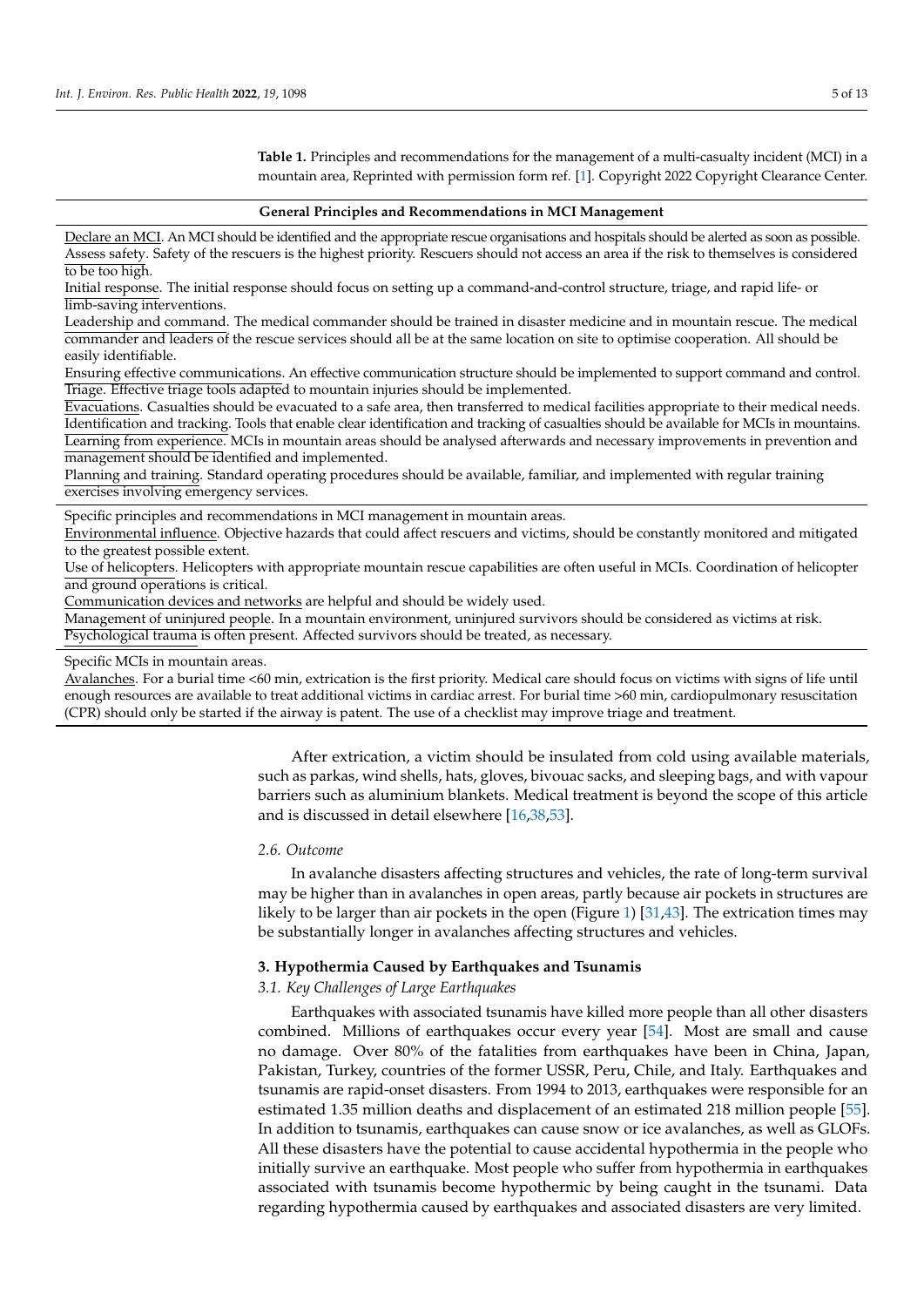**Table 1.** Principles and recommendations for the management of a multi-casualty incident (MCI) in a mountain area, Reprinted with permission form ref. [1]. Copyright 2022 Copyright Clearance Center.

| General Principles and Recommendations in MCI Management |
| --- |
| Declare an MCI. An MCI should be identified and the appropriate rescue organisations and hospitals should be alerted as soon as possible.<br>Assess safety. Safety of the rescuers is the highest priority. Rescuers should not access an area if the risk to themselves is considered to be too high.<br>Initial response. The initial response should focus on setting up a command-and-control structure, triage, and rapid life- or limb-saving interventions.<br>Leadership and command. The medical commander should be trained in disaster medicine and in mountain rescue. The medical commander and leaders of the rescue services should all be at the same location on site to optimise cooperation. All should be easily identifiable.<br>Ensuring effective communications. An effective communication structure should be implemented to support command and control.<br>Triage. Effective triage tools adapted to mountain injuries should be implemented.<br>Evacuations. Casualties should be evacuated to a safe area, then transferred to medical facilities appropriate to their medical needs.<br>Identification and tracking. Tools that enable clear identification and tracking of casualties should be available for MCIs in mountains.<br>Learning from experience. MCIs in mountain areas should be analysed afterwards and necessary improvements in prevention and management should be identified and implemented.<br>Planning and training. Standard operating procedures should be available, familiar, and implemented with regular training exercises involving emergency services. |
| Specific principles and recommendations in MCI management in mountain areas.<br>Environmental influence. Objective hazards that could affect rescuers and victims, should be constantly monitored and mitigated to the greatest possible extent.<br>Use of helicopters. Helicopters with appropriate mountain rescue capabilities are often useful in MCIs. Coordination of helicopter and ground operations is critical.<br>Communication devices and networks are helpful and should be widely used.<br>Management of uninjured people. In a mountain environment, uninjured survivors should be considered as victims at risk.<br>Psychological trauma is often present. Affected survivors should be treated, as necessary. |
| Specific MCIs in mountain areas.<br>Avalanches. For a burial time <60 min, extrication is the first priority. Medical care should focus on victims with signs of life until enough resources are available to treat additional victims in cardiac arrest. For burial time >60 min, cardiopulmonary resuscitation (CPR) should only be started if the airway is patent. The use of a checklist may improve triage and treatment. |

After extrication, a victim should be insulated from cold using available materials, such as parkas, wind shells, hats, gloves, bivouac sacks, and sleeping bags, and with vapour barriers such as aluminium blankets. Medical treatment is beyond the scope of this article and is discussed in detail elsewhere [16,38,53].

### *2.6. Outcome*

In avalanche disasters affecting structures and vehicles, the rate of long-term survival may be higher than in avalanches in open areas, partly because air pockets in structures are likely to be larger than air pockets in the open (Figure 1) [31,43]. The extrication times may be substantially longer in avalanches affecting structures and vehicles.

## 3. Hypothermia Caused by Earthquakes and Tsunamis

### *3.1. Key Challenges of Large Earthquakes*

Earthquakes with associated tsunamis have killed more people than all other disasters combined. Millions of earthquakes occur every year [54]. Most are small and cause no damage. Over 80% of the fatalities from earthquakes have been in China, Japan, Pakistan, Turkey, countries of the former USSR, Peru, Chile, and Italy. Earthquakes and tsunamis are rapid-onset disasters. From 1994 to 2013, earthquakes were responsible for an estimated 1.35 million deaths and displacement of an estimated 218 million people [55]. In addition to tsunamis, earthquakes can cause snow or ice avalanches, as well as GLOFs. All these disasters have the potential to cause accidental hypothermia in the people who initially survive an earthquake. Most people who suffer from hypothermia in earthquakes associated with tsunamis become hypothermic by being caught in the tsunami. Data regarding hypothermia caused by earthquakes and associated disasters are very limited.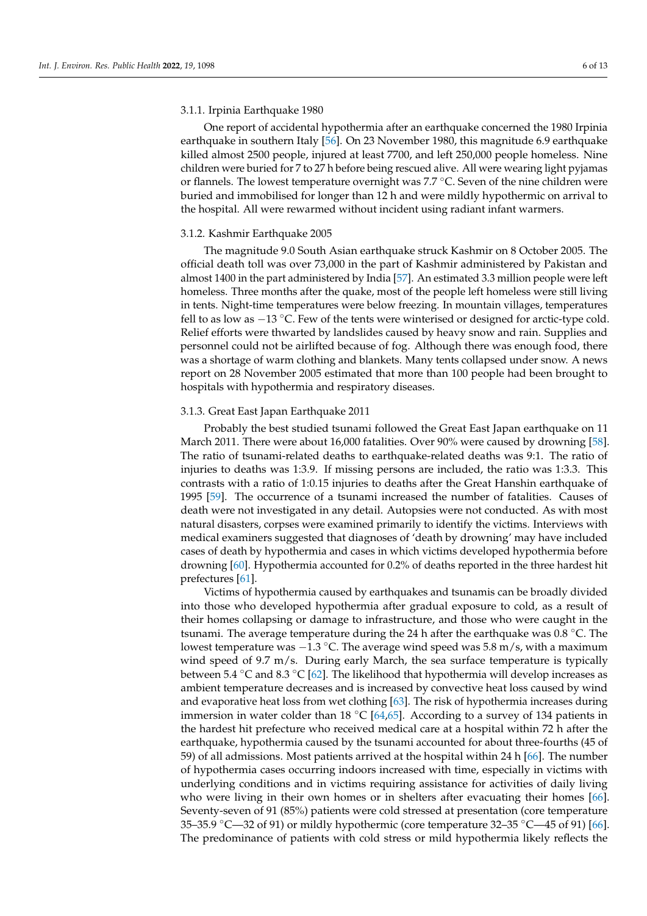#### 3.1.1. Irpinia Earthquake 1980

One report of accidental hypothermia after an earthquake concerned the 1980 Irpinia earthquake in southern Italy [56]. On 23 November 1980, this magnitude 6.9 earthquake killed almost 2500 people, injured at least 7700, and left 250,000 people homeless. Nine children were buried for 7 to 27 h before being rescued alive. All were wearing light pyjamas or flannels. The lowest temperature overnight was 7.7 °C. Seven of the nine children were buried and immobilised for longer than 12 h and were mildly hypothermic on arrival to the hospital. All were rewarmed without incident using radiant infant warmers.

#### 3.1.2. Kashmir Earthquake 2005

The magnitude 9.0 South Asian earthquake struck Kashmir on 8 October 2005. The official death toll was over 73,000 in the part of Kashmir administered by Pakistan and almost 1400 in the part administered by India [57]. An estimated 3.3 million people were left homeless. Three months after the quake, most of the people left homeless were still living in tents. Night-time temperatures were below freezing. In mountain villages, temperatures fell to as low as −13 °C. Few of the tents were winterised or designed for arctic-type cold. Relief efforts were thwarted by landslides caused by heavy snow and rain. Supplies and personnel could not be airlifted because of fog. Although there was enough food, there was a shortage of warm clothing and blankets. Many tents collapsed under snow. A news report on 28 November 2005 estimated that more than 100 people had been brought to hospitals with hypothermia and respiratory diseases.

#### 3.1.3. Great East Japan Earthquake 2011

Probably the best studied tsunami followed the Great East Japan earthquake on 11 March 2011. There were about 16,000 fatalities. Over 90% were caused by drowning [58]. The ratio of tsunami-related deaths to earthquake-related deaths was 9:1. The ratio of injuries to deaths was 1:3.9. If missing persons are included, the ratio was 1:3.3. This contrasts with a ratio of 1:0.15 injuries to deaths after the Great Hanshin earthquake of 1995 [59]. The occurrence of a tsunami increased the number of fatalities. Causes of death were not investigated in any detail. Autopsies were not conducted. As with most natural disasters, corpses were examined primarily to identify the victims. Interviews with medical examiners suggested that diagnoses of 'death by drowning' may have included cases of death by hypothermia and cases in which victims developed hypothermia before drowning [60]. Hypothermia accounted for 0.2% of deaths reported in the three hardest hit prefectures [61].

Victims of hypothermia caused by earthquakes and tsunamis can be broadly divided into those who developed hypothermia after gradual exposure to cold, as a result of their homes collapsing or damage to infrastructure, and those who were caught in the tsunami. The average temperature during the 24 h after the earthquake was 0.8 °C. The lowest temperature was −1.3 °C. The average wind speed was 5.8 m/s, with a maximum wind speed of 9.7 m/s. During early March, the sea surface temperature is typically between 5.4 °C and 8.3 °C [62]. The likelihood that hypothermia will develop increases as ambient temperature decreases and is increased by convective heat loss caused by wind and evaporative heat loss from wet clothing [63]. The risk of hypothermia increases during immersion in water colder than 18 °C [64,65]. According to a survey of 134 patients in the hardest hit prefecture who received medical care at a hospital within 72 h after the earthquake, hypothermia caused by the tsunami accounted for about three-fourths (45 of 59) of all admissions. Most patients arrived at the hospital within 24 h [66]. The number of hypothermia cases occurring indoors increased with time, especially in victims with underlying conditions and in victims requiring assistance for activities of daily living who were living in their own homes or in shelters after evacuating their homes [66]. Seventy-seven of 91 (85%) patients were cold stressed at presentation (core temperature 35–35.9 °C—32 of 91) or mildly hypothermic (core temperature 32–35 °C—45 of 91) [66]. The predominance of patients with cold stress or mild hypothermia likely reflects the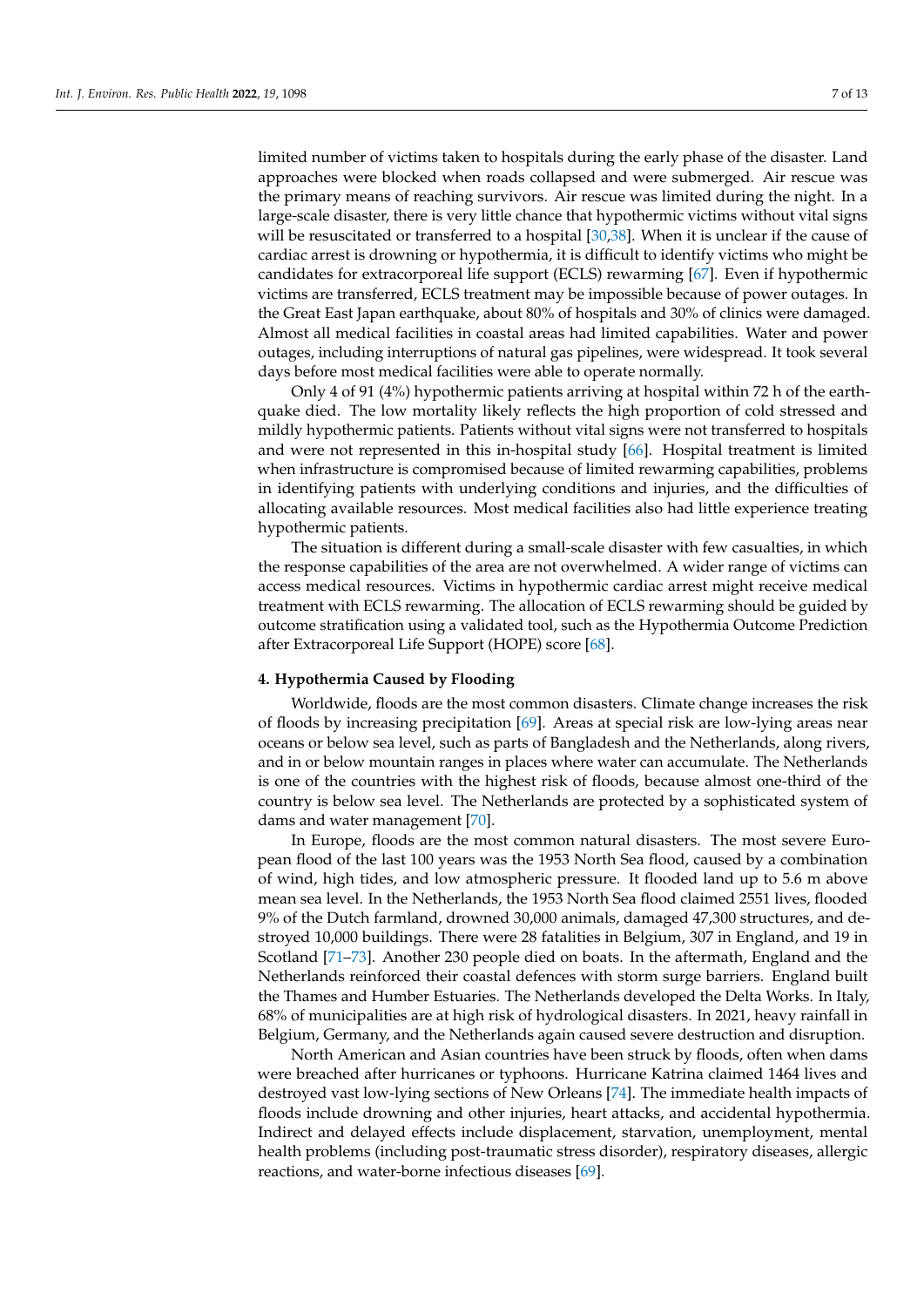limited number of victims taken to hospitals during the early phase of the disaster. Land approaches were blocked when roads collapsed and were submerged. Air rescue was the primary means of reaching survivors. Air rescue was limited during the night. In a large-scale disaster, there is very little chance that hypothermic victims without vital signs will be resuscitated or transferred to a hospital [30,38]. When it is unclear if the cause of cardiac arrest is drowning or hypothermia, it is difficult to identify victims who might be candidates for extracorporeal life support (ECLS) rewarming [67]. Even if hypothermic victims are transferred, ECLS treatment may be impossible because of power outages. In the Great East Japan earthquake, about 80% of hospitals and 30% of clinics were damaged. Almost all medical facilities in coastal areas had limited capabilities. Water and power outages, including interruptions of natural gas pipelines, were widespread. It took several days before most medical facilities were able to operate normally.

Only 4 of 91 (4%) hypothermic patients arriving at hospital within 72 h of the earthquake died. The low mortality likely reflects the high proportion of cold stressed and mildly hypothermic patients. Patients without vital signs were not transferred to hospitals and were not represented in this in-hospital study [66]. Hospital treatment is limited when infrastructure is compromised because of limited rewarming capabilities, problems in identifying patients with underlying conditions and injuries, and the difficulties of allocating available resources. Most medical facilities also had little experience treating hypothermic patients.

The situation is different during a small-scale disaster with few casualties, in which the response capabilities of the area are not overwhelmed. A wider range of victims can access medical resources. Victims in hypothermic cardiac arrest might receive medical treatment with ECLS rewarming. The allocation of ECLS rewarming should be guided by outcome stratification using a validated tool, such as the Hypothermia Outcome Prediction after Extracorporeal Life Support (HOPE) score [68].

## 4. Hypothermia Caused by Flooding

Worldwide, floods are the most common disasters. Climate change increases the risk of floods by increasing precipitation [69]. Areas at special risk are low-lying areas near oceans or below sea level, such as parts of Bangladesh and the Netherlands, along rivers, and in or below mountain ranges in places where water can accumulate. The Netherlands is one of the countries with the highest risk of floods, because almost one-third of the country is below sea level. The Netherlands are protected by a sophisticated system of dams and water management [70].

In Europe, floods are the most common natural disasters. The most severe European flood of the last 100 years was the 1953 North Sea flood, caused by a combination of wind, high tides, and low atmospheric pressure. It flooded land up to 5.6 m above mean sea level. In the Netherlands, the 1953 North Sea flood claimed 2551 lives, flooded 9% of the Dutch farmland, drowned 30,000 animals, damaged 47,300 structures, and destroyed 10,000 buildings. There were 28 fatalities in Belgium, 307 in England, and 19 in Scotland [71–73]. Another 230 people died on boats. In the aftermath, England and the Netherlands reinforced their coastal defences with storm surge barriers. England built the Thames and Humber Estuaries. The Netherlands developed the Delta Works. In Italy, 68% of municipalities are at high risk of hydrological disasters. In 2021, heavy rainfall in Belgium, Germany, and the Netherlands again caused severe destruction and disruption.

North American and Asian countries have been struck by floods, often when dams were breached after hurricanes or typhoons. Hurricane Katrina claimed 1464 lives and destroyed vast low-lying sections of New Orleans [74]. The immediate health impacts of floods include drowning and other injuries, heart attacks, and accidental hypothermia. Indirect and delayed effects include displacement, starvation, unemployment, mental health problems (including post-traumatic stress disorder), respiratory diseases, allergic reactions, and water-borne infectious diseases [69].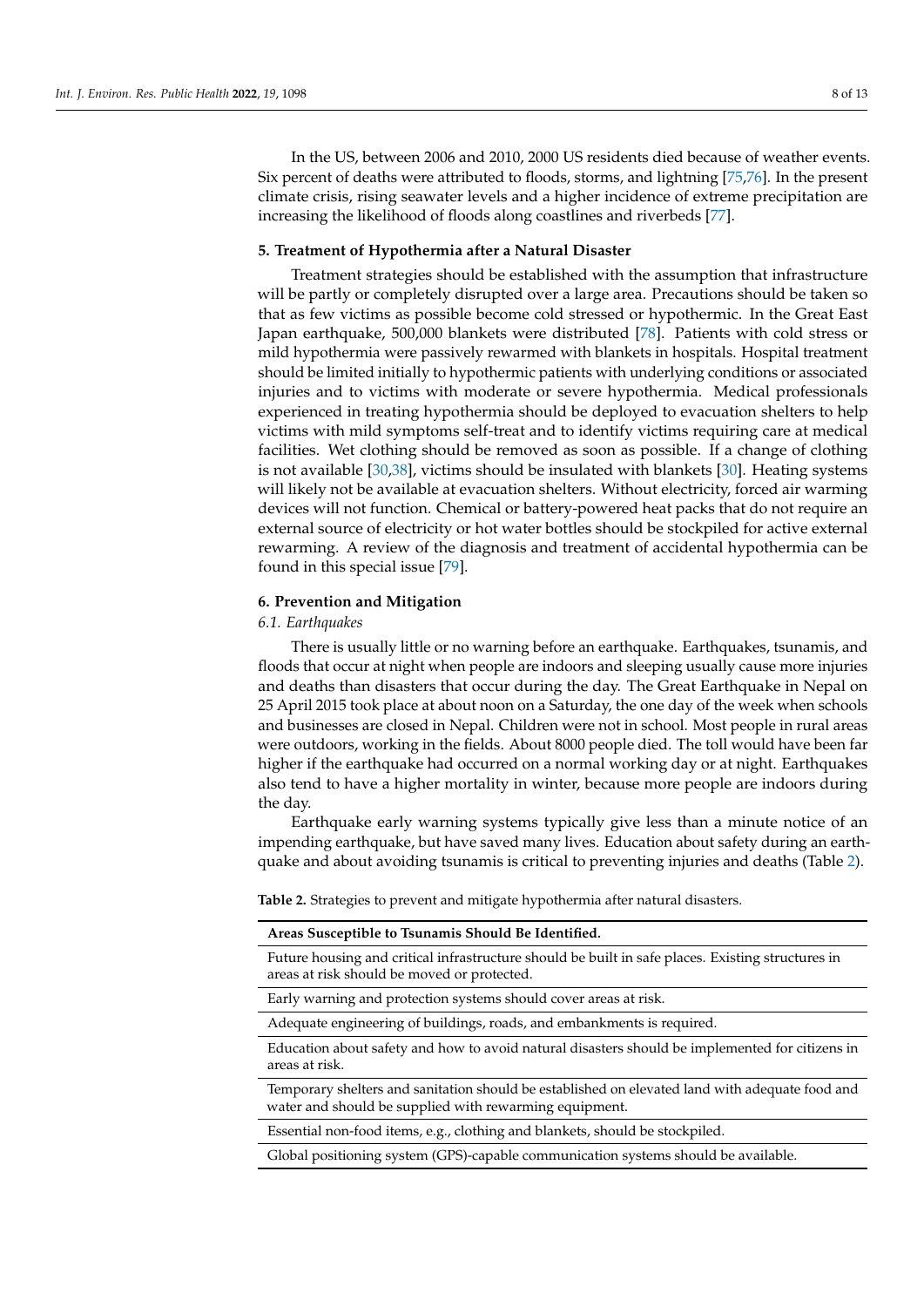In the US, between 2006 and 2010, 2000 US residents died because of weather events. Six percent of deaths were attributed to floods, storms, and lightning [75,76]. In the present climate crisis, rising seawater levels and a higher incidence of extreme precipitation are increasing the likelihood of floods along coastlines and riverbeds [77].

## 5. Treatment of Hypothermia after a Natural Disaster

Treatment strategies should be established with the assumption that infrastructure will be partly or completely disrupted over a large area. Precautions should be taken so that as few victims as possible become cold stressed or hypothermic. In the Great East Japan earthquake, 500,000 blankets were distributed [78]. Patients with cold stress or mild hypothermia were passively rewarmed with blankets in hospitals. Hospital treatment should be limited initially to hypothermic patients with underlying conditions or associated injuries and to victims with moderate or severe hypothermia. Medical professionals experienced in treating hypothermia should be deployed to evacuation shelters to help victims with mild symptoms self-treat and to identify victims requiring care at medical facilities. Wet clothing should be removed as soon as possible. If a change of clothing is not available [30,38], victims should be insulated with blankets [30]. Heating systems will likely not be available at evacuation shelters. Without electricity, forced air warming devices will not function. Chemical or battery-powered heat packs that do not require an external source of electricity or hot water bottles should be stockpiled for active external rewarming. A review of the diagnosis and treatment of accidental hypothermia can be found in this special issue [79].

## 6. Prevention and Mitigation

### *6.1. Earthquakes*

There is usually little or no warning before an earthquake. Earthquakes, tsunamis, and floods that occur at night when people are indoors and sleeping usually cause more injuries and deaths than disasters that occur during the day. The Great Earthquake in Nepal on 25 April 2015 took place at about noon on a Saturday, the one day of the week when schools and businesses are closed in Nepal. Children were not in school. Most people in rural areas were outdoors, working in the fields. About 8000 people died. The toll would have been far higher if the earthquake had occurred on a normal working day or at night. Earthquakes also tend to have a higher mortality in winter, because more people are indoors during the day.

Earthquake early warning systems typically give less than a minute notice of an impending earthquake, but have saved many lives. Education about safety during an earthquake and about avoiding tsunamis is critical to preventing injuries and deaths (Table 2).

**Table 2.** Strategies to prevent and mitigate hypothermia after natural disasters.

| **Areas Susceptible to Tsunamis Should Be Identified.** |
| --- |
| Future housing and critical infrastructure should be built in safe places. Existing structures in areas at risk should be moved or protected. |
| Early warning and protection systems should cover areas at risk. |
| Adequate engineering of buildings, roads, and embankments is required. |
| Education about safety and how to avoid natural disasters should be implemented for citizens in areas at risk. |
| Temporary shelters and sanitation should be established on elevated land with adequate food and water and should be supplied with rewarming equipment. |
| Essential non-food items, e.g., clothing and blankets, should be stockpiled. |
| Global positioning system (GPS)-capable communication systems should be available. |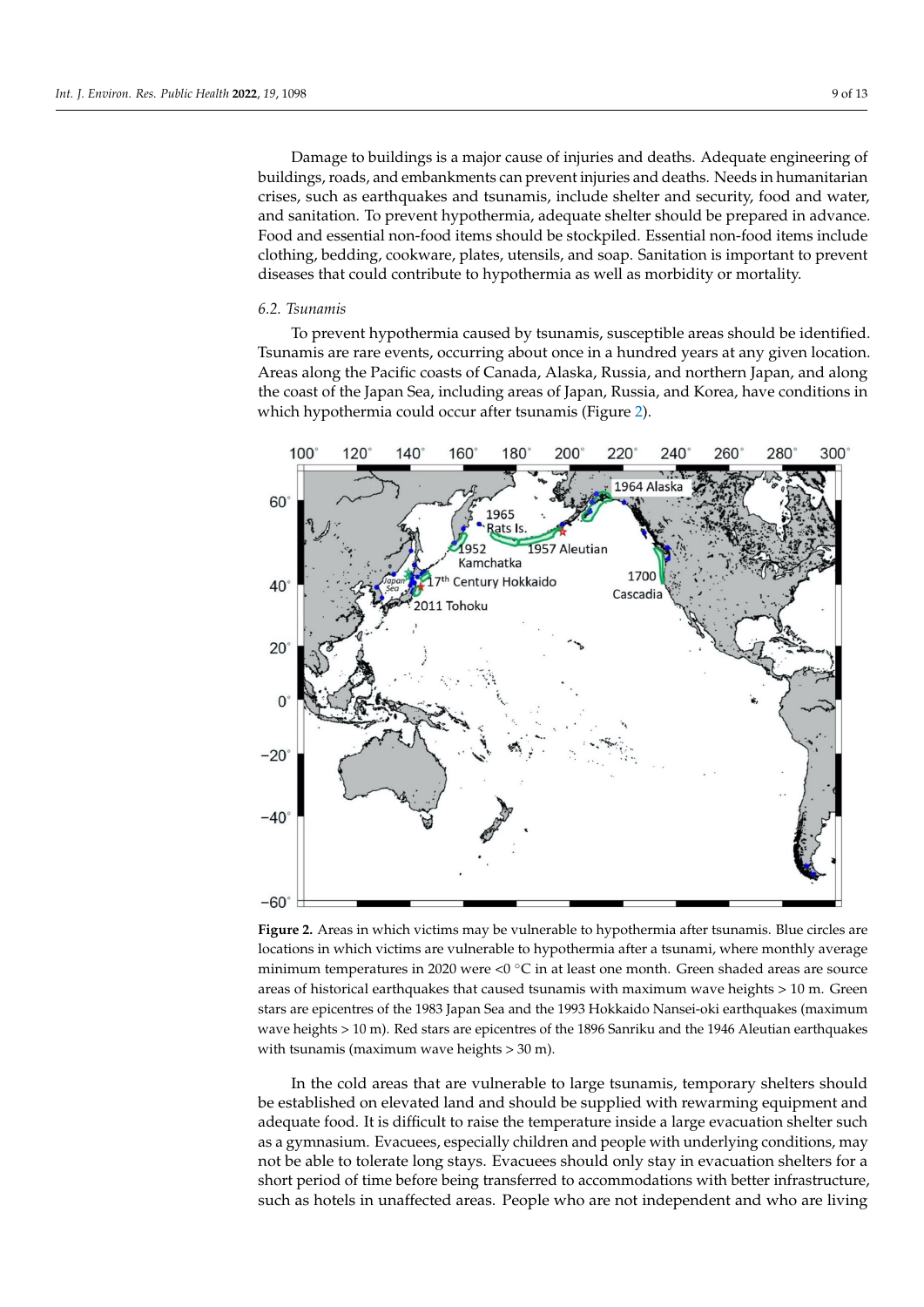Damage to buildings is a major cause of injuries and deaths. Adequate engineering of buildings, roads, and embankments can prevent injuries and deaths. Needs in humanitarian crises, such as earthquakes and tsunamis, include shelter and security, food and water, and sanitation. To prevent hypothermia, adequate shelter should be prepared in advance. Food and essential non-food items should be stockpiled. Essential non-food items include clothing, bedding, cookware, plates, utensils, and soap. Sanitation is important to prevent diseases that could contribute to hypothermia as well as morbidity or mortality.

### *6.2. Tsunamis*

To prevent hypothermia caused by tsunamis, susceptible areas should be identified. Tsunamis are rare events, occurring about once in a hundred years at any given location. Areas along the Pacific coasts of Canada, Alaska, Russia, and northern Japan, and along the coast of the Japan Sea, including areas of Japan, Russia, and Korea, have conditions in which hypothermia could occur after tsunamis (Figure 2).

**Figure 2.** Areas in which victims may be vulnerable to hypothermia after tsunamis. Blue circles are locations in which victims are vulnerable to hypothermia after a tsunami, where monthly average minimum temperatures in 2020 were <0 °C in at least one month. Green shaded areas are source areas of historical earthquakes that caused tsunamis with maximum wave heights > 10 m. Green stars are epicentres of the 1983 Japan Sea and the 1993 Hokkaido Nansei-oki earthquakes (maximum wave heights > 10 m). Red stars are epicentres of the 1896 Sanriku and the 1946 Aleutian earthquakes with tsunamis (maximum wave heights > 30 m).

In the cold areas that are vulnerable to large tsunamis, temporary shelters should be established on elevated land and should be supplied with rewarming equipment and adequate food. It is difficult to raise the temperature inside a large evacuation shelter such as a gymnasium. Evacuees, especially children and people with underlying conditions, may not be able to tolerate long stays. Evacuees should only stay in evacuation shelters for a short period of time before being transferred to accommodations with better infrastructure, such as hotels in unaffected areas. People who are not independent and who are living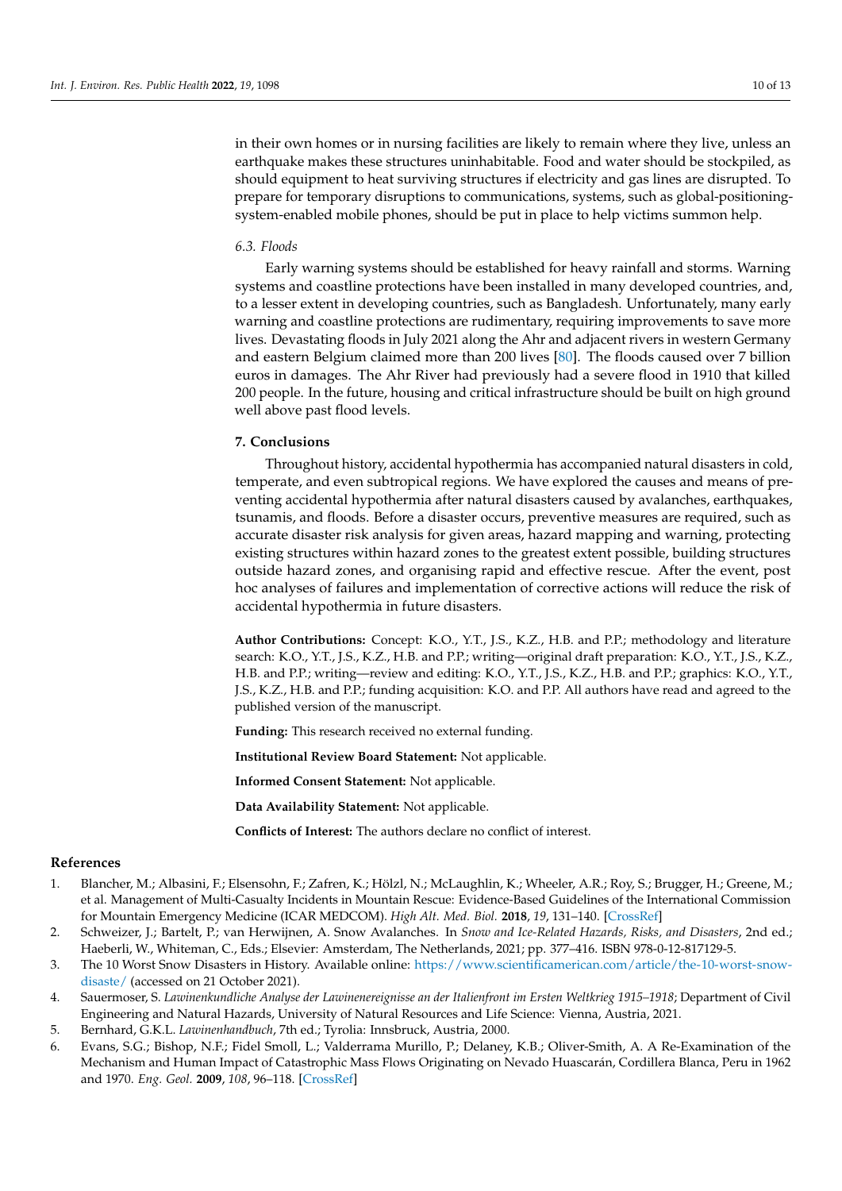in their own homes or in nursing facilities are likely to remain where they live, unless an earthquake makes these structures uninhabitable. Food and water should be stockpiled, as should equipment to heat surviving structures if electricity and gas lines are disrupted. To prepare for temporary disruptions to communications, systems, such as global-positioning-system-enabled mobile phones, should be put in place to help victims summon help.

### *6.3. Floods*

Early warning systems should be established for heavy rainfall and storms. Warning systems and coastline protections have been installed in many developed countries, and, to a lesser extent in developing countries, such as Bangladesh. Unfortunately, many early warning and coastline protections are rudimentary, requiring improvements to save more lives. Devastating floods in July 2021 along the Ahr and adjacent rivers in western Germany and eastern Belgium claimed more than 200 lives [80]. The floods caused over 7 billion euros in damages. The Ahr River had previously had a severe flood in 1910 that killed 200 people. In the future, housing and critical infrastructure should be built on high ground well above past flood levels.

## **7. Conclusions**

Throughout history, accidental hypothermia has accompanied natural disasters in cold, temperate, and even subtropical regions. We have explored the causes and means of preventing accidental hypothermia after natural disasters caused by avalanches, earthquakes, tsunamis, and floods. Before a disaster occurs, preventive measures are required, such as accurate disaster risk analysis for given areas, hazard mapping and warning, protecting existing structures within hazard zones to the greatest extent possible, building structures outside hazard zones, and organising rapid and effective rescue. After the event, post hoc analyses of failures and implementation of corrective actions will reduce the risk of accidental hypothermia in future disasters.

**Author Contributions:** Concept: K.O., Y.T., J.S., K.Z., H.B. and P.P.; methodology and literature search: K.O., Y.T., J.S., K.Z., H.B. and P.P.; writing—original draft preparation: K.O., Y.T., J.S., K.Z., H.B. and P.P.; writing—review and editing: K.O., Y.T., J.S., K.Z., H.B. and P.P.; graphics: K.O., Y.T., J.S., K.Z., H.B. and P.P.; funding acquisition: K.O. and P.P. All authors have read and agreed to the published version of the manuscript.

**Funding:** This research received no external funding.

**Institutional Review Board Statement:** Not applicable.

**Informed Consent Statement:** Not applicable.

**Data Availability Statement:** Not applicable.

**Conflicts of Interest:** The authors declare no conflict of interest.

## **References**

1. Blancher, M.; Albasini, F.; Elsensohn, F.; Zafren, K.; Hölzl, N.; McLaughlin, K.; Wheeler, A.R.; Roy, S.; Brugger, H.; Greene, M.; et al. Management of Multi-Casualty Incidents in Mountain Rescue: Evidence-Based Guidelines of the International Commission for Mountain Emergency Medicine (ICAR MEDCOM). *High Alt. Med. Biol.* **2018**, *19*, 131–140. [CrossRef]
2. Schweizer, J.; Bartelt, P.; van Herwijnen, A. Snow Avalanches. In *Snow and Ice-Related Hazards, Risks, and Disasters*, 2nd ed.; Haeberli, W., Whiteman, C., Eds.; Elsevier: Amsterdam, The Netherlands, 2021; pp. 377–416. ISBN 978-0-12-817129-5.
3. The 10 Worst Snow Disasters in History. Available online: https://www.scientificamerican.com/article/the-10-worst-snow-disaste/ (accessed on 21 October 2021).
4. Sauermoser, S. *Lawinenkundliche Analyse der Lawinenereignisse an der Italienfront im Ersten Weltkrieg 1915–1918*; Department of Civil Engineering and Natural Hazards, University of Natural Resources and Life Science: Vienna, Austria, 2021.
5. Bernhard, G.K.L. *Lawinenhandbuch*, 7th ed.; Tyrolia: Innsbruck, Austria, 2000.
6. Evans, S.G.; Bishop, N.F.; Fidel Smoll, L.; Valderrama Murillo, P.; Delaney, K.B.; Oliver-Smith, A. A Re-Examination of the Mechanism and Human Impact of Catastrophic Mass Flows Originating on Nevado Huascarán, Cordillera Blanca, Peru in 1962 and 1970. *Eng. Geol.* **2009**, *108*, 96–118. [CrossRef]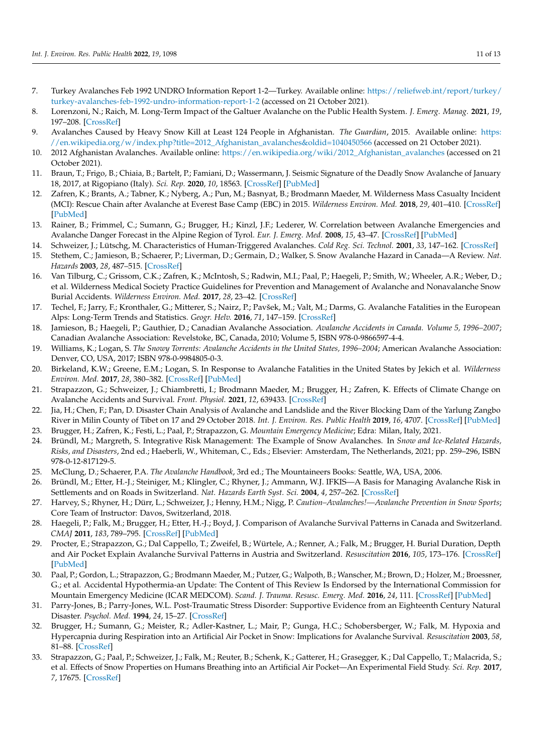7. Turkey Avalanches Feb 1992 UNDRO Information Report 1-2—Turkey. Available online: https://reliefweb.int/report/turkey/turkey-avalanches-feb-1992-undro-information-report-1-2 (accessed on 21 October 2021).
8. Lorenzoni, N.; Raich, M. Long-Term Impact of the Galtuer Avalanche on the Public Health System. *J. Emerg. Manag.* **2021**, *19*, 197–208. [CrossRef]
9. Avalanches Caused by Heavy Snow Kill at Least 124 People in Afghanistan. *The Guardian*, 2015. Available online: https://en.wikipedia.org/w/index.php?title=2012_Afghanistan_avalanches&oldid=1040450566 (accessed on 21 October 2021).
10. 2012 Afghanistan Avalanches. Available online: https://en.wikipedia.org/wiki/2012_Afghanistan_avalanches (accessed on 21 October 2021).
11. Braun, T.; Frigo, B.; Chiaia, B.; Bartelt, P.; Famiani, D.; Wassermann, J. Seismic Signature of the Deadly Snow Avalanche of January 18, 2017, at Rigopiano (Italy). *Sci. Rep.* **2020**, *10*, 18563. [CrossRef] [PubMed]
12. Zafren, K.; Brants, A.; Tabner, K.; Nyberg, A.; Pun, M.; Basnyat, B.; Brodmann Maeder, M. Wilderness Mass Casualty Incident (MCI): Rescue Chain after Avalanche at Everest Base Camp (EBC) in 2015. *Wilderness Environ. Med.* **2018**, *29*, 401–410. [CrossRef] [PubMed]
13. Rainer, B.; Frimmel, C.; Sumann, G.; Brugger, H.; Kinzl, J.F.; Lederer, W. Correlation between Avalanche Emergencies and Avalanche Danger Forecast in the Alpine Region of Tyrol. *Eur. J. Emerg. Med.* **2008**, *15*, 43–47. [CrossRef] [PubMed]
14. Schweizer, J.; Lütschg, M. Characteristics of Human-Triggered Avalanches. *Cold Reg. Sci. Technol.* **2001**, *33*, 147–162. [CrossRef]
15. Stethem, C.; Jamieson, B.; Schaerer, P.; Liverman, D.; Germain, D.; Walker, S. Snow Avalanche Hazard in Canada—A Review. *Nat. Hazards* **2003**, *28*, 487–515. [CrossRef]
16. Van Tilburg, C.; Grissom, C.K.; Zafren, K.; McIntosh, S.; Radwin, M.I.; Paal, P.; Haegeli, P.; Smith, W.; Wheeler, A.R.; Weber, D.; et al. Wilderness Medical Society Practice Guidelines for Prevention and Management of Avalanche and Nonavalanche Snow Burial Accidents. *Wilderness Environ. Med.* **2017**, *28*, 23–42. [CrossRef]
17. Techel, F.; Jarry, F.; Kronthaler, G.; Mitterer, S.; Nairz, P.; Pavšek, M.; Valt, M.; Darms, G. Avalanche Fatalities in the European Alps: Long-Term Trends and Statistics. *Geogr. Helv.* **2016**, *71*, 147–159. [CrossRef]
18. Jamieson, B.; Haegeli, P.; Gauthier, D.; Canadian Avalanche Association. *Avalanche Accidents in Canada. Volume 5, 1996–2007*; Canadian Avalanche Association: Revelstoke, BC, Canada, 2010; Volume 5, ISBN 978-0-9866597-4-4.
19. Williams, K.; Logan, S. *The Snowy Torrents: Avalanche Accidents in the United States, 1996–2004*; American Avalanche Association: Denver, CO, USA, 2017; ISBN 978-0-9984805-0-3.
20. Birkeland, K.W.; Greene, E.M.; Logan, S. In Response to Avalanche Fatalities in the United States by Jekich et al. *Wilderness Environ. Med.* **2017**, *28*, 380–382. [CrossRef] [PubMed]
21. Strapazzon, G.; Schweizer, J.; Chiambretti, I.; Brodmann Maeder, M.; Brugger, H.; Zafren, K. Effects of Climate Change on Avalanche Accidents and Survival. *Front. Physiol.* **2021**, *12*, 639433. [CrossRef]
22. Jia, H.; Chen, F.; Pan, D. Disaster Chain Analysis of Avalanche and Landslide and the River Blocking Dam of the Yarlung Zangbo River in Milin County of Tibet on 17 and 29 October 2018. *Int. J. Environ. Res. Public Health* **2019**, *16*, 4707. [CrossRef] [PubMed]
23. Brugger, H.; Zafren, K.; Festi, L.; Paal, P.; Strapazzon, G. *Mountain Emergency Medicine*; Edra: Milan, Italy, 2021.
24. Bründl, M.; Margreth, S. Integrative Risk Management: The Example of Snow Avalanches. In *Snow and Ice-Related Hazards, Risks, and Disasters*, 2nd ed.; Haeberli, W., Whiteman, C., Eds.; Elsevier: Amsterdam, The Netherlands, 2021; pp. 259–296, ISBN 978-0-12-817129-5.
25. McClung, D.; Schaerer, P.A. *The Avalanche Handbook*, 3rd ed.; The Mountaineers Books: Seattle, WA, USA, 2006.
26. Bründl, M.; Etter, H.-J.; Steiniger, M.; Klingler, C.; Rhyner, J.; Ammann, W.J. IFKIS—A Basis for Managing Avalanche Risk in Settlements and on Roads in Switzerland. *Nat. Hazards Earth Syst. Sci.* **2004**, *4*, 257–262. [CrossRef]
27. Harvey, S.; Rhyner, H.; Dürr, L.; Schweizer, J.; Henny, H.M.; Nigg, P. *Caution–Avalanches!—Avalanche Prevention in Snow Sports*; Core Team of Instructor: Davos, Switzerland, 2018.
28. Haegeli, P.; Falk, M.; Brugger, H.; Etter, H.-J.; Boyd, J. Comparison of Avalanche Survival Patterns in Canada and Switzerland. *CMAJ* **2011**, *183*, 789–795. [CrossRef] [PubMed]
29. Procter, E.; Strapazzon, G.; Dal Cappello, T.; Zweifel, B.; Würtele, A.; Renner, A.; Falk, M.; Brugger, H. Burial Duration, Depth and Air Pocket Explain Avalanche Survival Patterns in Austria and Switzerland. *Resuscitation* **2016**, *105*, 173–176. [CrossRef] [PubMed]
30. Paal, P.; Gordon, L.; Strapazzon, G.; Brodmann Maeder, M.; Putzer, G.; Walpoth, B.; Wanscher, M.; Brown, D.; Holzer, M.; Broessner, G.; et al. Accidental Hypothermia-an Update: The Content of This Review Is Endorsed by the International Commission for Mountain Emergency Medicine (ICAR MEDCOM). *Scand. J. Trauma. Resusc. Emerg. Med.* **2016**, *24*, 111. [CrossRef] [PubMed]
31. Parry-Jones, B.; Parry-Jones, W.L. Post-Traumatic Stress Disorder: Supportive Evidence from an Eighteenth Century Natural Disaster. *Psychol. Med.* **1994**, *24*, 15–27. [CrossRef]
32. Brugger, H.; Sumann, G.; Meister, R.; Adler-Kastner, L.; Mair, P.; Gunga, H.C.; Schobersberger, W.; Falk, M. Hypoxia and Hypercapnia during Respiration into an Artificial Air Pocket in Snow: Implications for Avalanche Survival. *Resuscitation* **2003**, *58*, 81–88. [CrossRef]
33. Strapazzon, G.; Paal, P.; Schweizer, J.; Falk, M.; Reuter, B.; Schenk, K.; Gatterer, H.; Grasegger, K.; Dal Cappello, T.; Malacrida, S.; et al. Effects of Snow Properties on Humans Breathing into an Artificial Air Pocket—An Experimental Field Study. *Sci. Rep.* **2017**, *7*, 17675. [CrossRef]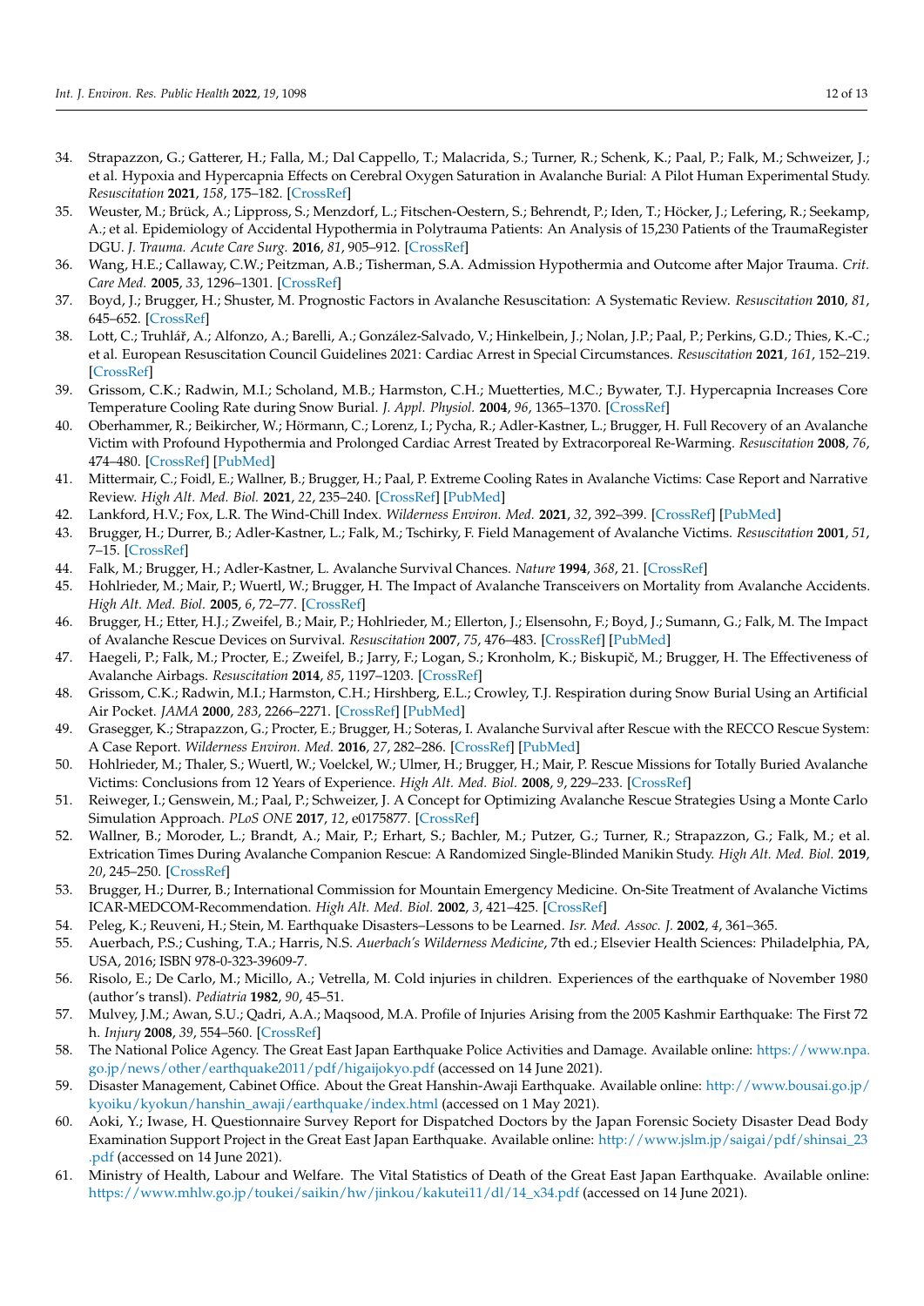34. Strapazzon, G.; Gatterer, H.; Falla, M.; Dal Cappello, T.; Malacrida, S.; Turner, R.; Schenk, K.; Paal, P.; Falk, M.; Schweizer, J.; et al. Hypoxia and Hypercapnia Effects on Cerebral Oxygen Saturation in Avalanche Burial: A Pilot Human Experimental Study. *Resuscitation* **2021**, *158*, 175–182. [CrossRef]
35. Weuster, M.; Brück, A.; Lippross, S.; Menzdorf, L.; Fitschen-Oestern, S.; Behrendt, P.; Iden, T.; Höcker, J.; Lefering, R.; Seekamp, A.; et al. Epidemiology of Accidental Hypothermia in Polytrauma Patients: An Analysis of 15,230 Patients of the TraumaRegister DGU. *J. Trauma. Acute Care Surg.* **2016**, *81*, 905–912. [CrossRef]
36. Wang, H.E.; Callaway, C.W.; Peitzman, A.B.; Tisherman, S.A. Admission Hypothermia and Outcome after Major Trauma. *Crit. Care Med.* **2005**, *33*, 1296–1301. [CrossRef]
37. Boyd, J.; Brugger, H.; Shuster, M. Prognostic Factors in Avalanche Resuscitation: A Systematic Review. *Resuscitation* **2010**, *81*, 645–652. [CrossRef]
38. Lott, C.; Truhlář, A.; Alfonzo, A.; Barelli, A.; González-Salvado, V.; Hinkelbein, J.; Nolan, J.P.; Paal, P.; Perkins, G.D.; Thies, K.-C.; et al. European Resuscitation Council Guidelines 2021: Cardiac Arrest in Special Circumstances. *Resuscitation* **2021**, *161*, 152–219. [CrossRef]
39. Grissom, C.K.; Radwin, M.I.; Scholand, M.B.; Harmston, C.H.; Muetterties, M.C.; Bywater, T.J. Hypercapnia Increases Core Temperature Cooling Rate during Snow Burial. *J. Appl. Physiol.* **2004**, *96*, 1365–1370. [CrossRef]
40. Oberhammer, R.; Beikircher, W.; Hörmann, C.; Lorenz, I.; Pycha, R.; Adler-Kastner, L.; Brugger, H. Full Recovery of an Avalanche Victim with Profound Hypothermia and Prolonged Cardiac Arrest Treated by Extracorporeal Re-Warming. *Resuscitation* **2008**, *76*, 474–480. [CrossRef] [PubMed]
41. Mittermair, C.; Foidl, E.; Wallner, B.; Brugger, H.; Paal, P. Extreme Cooling Rates in Avalanche Victims: Case Report and Narrative Review. *High Alt. Med. Biol.* **2021**, *22*, 235–240. [CrossRef] [PubMed]
42. Lankford, H.V.; Fox, L.R. The Wind-Chill Index. *Wilderness Environ. Med.* **2021**, *32*, 392–399. [CrossRef] [PubMed]
43. Brugger, H.; Durrer, B.; Adler-Kastner, L.; Falk, M.; Tschirky, F. Field Management of Avalanche Victims. *Resuscitation* **2001**, *51*, 7–15. [CrossRef]
44. Falk, M.; Brugger, H.; Adler-Kastner, L. Avalanche Survival Chances. *Nature* **1994**, *368*, 21. [CrossRef]
45. Hohlrieder, M.; Mair, P.; Wuertl, W.; Brugger, H. The Impact of Avalanche Transceivers on Mortality from Avalanche Accidents. *High Alt. Med. Biol.* **2005**, *6*, 72–77. [CrossRef]
46. Brugger, H.; Etter, H.J.; Zweifel, B.; Mair, P.; Hohlrieder, M.; Ellerton, J.; Elsensohn, F.; Boyd, J.; Sumann, G.; Falk, M. The Impact of Avalanche Rescue Devices on Survival. *Resuscitation* **2007**, *75*, 476–483. [CrossRef] [PubMed]
47. Haegeli, P.; Falk, M.; Procter, E.; Zweifel, B.; Jarry, F.; Logan, S.; Kronholm, K.; Biskupič, M.; Brugger, H. The Effectiveness of Avalanche Airbags. *Resuscitation* **2014**, *85*, 1197–1203. [CrossRef]
48. Grissom, C.K.; Radwin, M.I.; Harmston, C.H.; Hirshberg, E.L.; Crowley, T.J. Respiration during Snow Burial Using an Artificial Air Pocket. *JAMA* **2000**, *283*, 2266–2271. [CrossRef] [PubMed]
49. Grasegger, K.; Strapazzon, G.; Procter, E.; Brugger, H.; Soteras, I. Avalanche Survival after Rescue with the RECCO Rescue System: A Case Report. *Wilderness Environ. Med.* **2016**, *27*, 282–286. [CrossRef] [PubMed]
50. Hohlrieder, M.; Thaler, S.; Wuertl, W.; Voelckel, W.; Ulmer, H.; Brugger, H.; Mair, P. Rescue Missions for Totally Buried Avalanche Victims: Conclusions from 12 Years of Experience. *High Alt. Med. Biol.* **2008**, *9*, 229–233. [CrossRef]
51. Reiweger, I.; Genswein, M.; Paal, P.; Schweizer, J. A Concept for Optimizing Avalanche Rescue Strategies Using a Monte Carlo Simulation Approach. *PLoS ONE* **2017**, *12*, e0175877. [CrossRef]
52. Wallner, B.; Moroder, L.; Brandt, A.; Mair, P.; Erhart, S.; Bachler, M.; Putzer, G.; Turner, R.; Strapazzon, G.; Falk, M.; et al. Extrication Times During Avalanche Companion Rescue: A Randomized Single-Blinded Manikin Study. *High Alt. Med. Biol.* **2019**, *20*, 245–250. [CrossRef]
53. Brugger, H.; Durrer, B.; International Commission for Mountain Emergency Medicine. On-Site Treatment of Avalanche Victims ICAR-MEDCOM-Recommendation. *High Alt. Med. Biol.* **2002**, *3*, 421–425. [CrossRef]
54. Peleg, K.; Reuveni, H.; Stein, M. Earthquake Disasters–Lessons to be Learned. *Isr. Med. Assoc. J.* **2002**, *4*, 361–365.
55. Auerbach, P.S.; Cushing, T.A.; Harris, N.S. *Auerbach's Wilderness Medicine*, 7th ed.; Elsevier Health Sciences: Philadelphia, PA, USA, 2016; ISBN 978-0-323-39609-7.
56. Risolo, E.; De Carlo, M.; Micillo, A.; Vetrella, M. Cold injuries in children. Experiences of the earthquake of November 1980 (author's transl). *Pediatria* **1982**, *90*, 45–51.
57. Mulvey, J.M.; Awan, S.U.; Qadri, A.A.; Maqsood, M.A. Profile of Injuries Arising from the 2005 Kashmir Earthquake: The First 72 h. *Injury* **2008**, *39*, 554–560. [CrossRef]
58. The National Police Agency. The Great East Japan Earthquake Police Activities and Damage. Available online: https://www.npa.go.jp/news/other/earthquake2011/pdf/higaijokyo.pdf (accessed on 14 June 2021).
59. Disaster Management, Cabinet Office. About the Great Hanshin-Awaji Earthquake. Available online: http://www.bousai.go.jp/kyoiku/kyokun/hanshin_awaji/earthquake/index.html (accessed on 1 May 2021).
60. Aoki, Y.; Iwase, H. Questionnaire Survey Report for Dispatched Doctors by the Japan Forensic Society Disaster Dead Body Examination Support Project in the Great East Japan Earthquake. Available online: http://www.jslm.jp/saigai/pdf/shinsai_23.pdf (accessed on 14 June 2021).
61. Ministry of Health, Labour and Welfare. The Vital Statistics of Death of the Great East Japan Earthquake. Available online: https://www.mhlw.go.jp/toukei/saikin/hw/jinkou/kakutei11/dl/14_x34.pdf (accessed on 14 June 2021).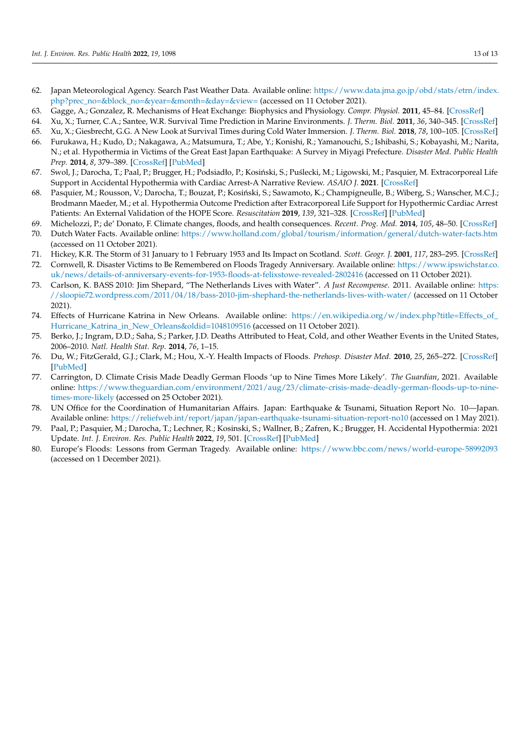62. Japan Meteorological Agency. Search Past Weather Data. Available online: https://www.data.jma.go.jp/obd/stats/etrn/index.php?prec_no=&block_no=&year=&month=&day=&view= (accessed on 11 October 2021).
63. Gagge, A.; Gonzalez, R. Mechanisms of Heat Exchange: Biophysics and Physiology. *Compr. Physiol.* **2011**, 45–84. [CrossRef]
64. Xu, X.; Turner, C.A.; Santee, W.R. Survival Time Prediction in Marine Environments. *J. Therm. Biol.* **2011**, *36*, 340–345. [CrossRef]
65. Xu, X.; Giesbrecht, G.G. A New Look at Survival Times during Cold Water Immersion. *J. Therm. Biol.* **2018**, *78*, 100–105. [CrossRef]
66. Furukawa, H.; Kudo, D.; Nakagawa, A.; Matsumura, T.; Abe, Y.; Konishi, R.; Yamanouchi, S.; Ishibashi, S.; Kobayashi, M.; Narita, N.; et al. Hypothermia in Victims of the Great East Japan Earthquake: A Survey in Miyagi Prefecture. *Disaster Med. Public Health Prep.* **2014**, *8*, 379–389. [CrossRef] [PubMed]
67. Swol, J.; Darocha, T.; Paal, P.; Brugger, H.; Podsiadło, P.; Kosiński, S.; Puślecki, M.; Ligowski, M.; Pasquier, M. Extracorporeal Life Support in Accidental Hypothermia with Cardiac Arrest-A Narrative Review. *ASAIO J.* **2021**. [CrossRef]
68. Pasquier, M.; Rousson, V.; Darocha, T.; Bouzat, P.; Kosiński, S.; Sawamoto, K.; Champigneulle, B.; Wiberg, S.; Wanscher, M.C.J.; Brodmann Maeder, M.; et al. Hypothermia Outcome Prediction after Extracorporeal Life Support for Hypothermic Cardiac Arrest Patients: An External Validation of the HOPE Score. *Resuscitation* **2019**, *139*, 321–328. [CrossRef] [PubMed]
69. Michelozzi, P.; de' Donato, F. Climate changes, floods, and health consequences. *Recent. Prog. Med.* **2014**, *105*, 48–50. [CrossRef]
70. Dutch Water Facts. Available online: https://www.holland.com/global/tourism/information/general/dutch-water-facts.htm (accessed on 11 October 2021).
71. Hickey, K.R. The Storm of 31 January to 1 February 1953 and Its Impact on Scotland. *Scott. Geogr. J.* **2001**, *117*, 283–295. [CrossRef]
72. Cornwell, R. Disaster Victims to Be Remembered on Floods Tragedy Anniversary. Available online: https://www.ipswichstar.co.uk/news/details-of-anniversary-events-for-1953-floods-at-felixstowe-revealed-2802416 (accessed on 11 October 2021).
73. Carlson, K. BASS 2010: Jim Shepard, "The Netherlands Lives with Water". *A Just Recompense*. 2011. Available online: https://sloopie72.wordpress.com/2011/04/18/bass-2010-jim-shephard-the-netherlands-lives-with-water/ (accessed on 11 October 2021).
74. Effects of Hurricane Katrina in New Orleans. Available online: https://en.wikipedia.org/w/index.php?title=Effects_of_Hurricane_Katrina_in_New_Orleans&oldid=1048109516 (accessed on 11 October 2021).
75. Berko, J.; Ingram, D.D.; Saha, S.; Parker, J.D. Deaths Attributed to Heat, Cold, and other Weather Events in the United States, 2006–2010. *Natl. Health Stat. Rep.* **2014**, *76*, 1–15.
76. Du, W.; FitzGerald, G.J.; Clark, M.; Hou, X.-Y. Health Impacts of Floods. *Prehosp. Disaster Med.* **2010**, *25*, 265–272. [CrossRef] [PubMed]
77. Carrington, D. Climate Crisis Made Deadly German Floods 'up to Nine Times More Likely'. *The Guardian*, 2021. Available online: https://www.theguardian.com/environment/2021/aug/23/climate-crisis-made-deadly-german-floods-up-to-nine-times-more-likely (accessed on 25 October 2021).
78. UN Office for the Coordination of Humanitarian Affairs. Japan: Earthquake & Tsunami, Situation Report No. 10—Japan. Available online: https://reliefweb.int/report/japan/japan-earthquake-tsunami-situation-report-no10 (accessed on 1 May 2021).
79. Paal, P.; Pasquier, M.; Darocha, T.; Lechner, R.; Kosinski, S.; Wallner, B.; Zafren, K.; Brugger, H. Accidental Hypothermia: 2021 Update. *Int. J. Environ. Res. Public Health* **2022**, *19*, 501. [CrossRef] [PubMed]
80. Europe's Floods: Lessons from German Tragedy. Available online: https://www.bbc.com/news/world-europe-58992093 (accessed on 1 December 2021).